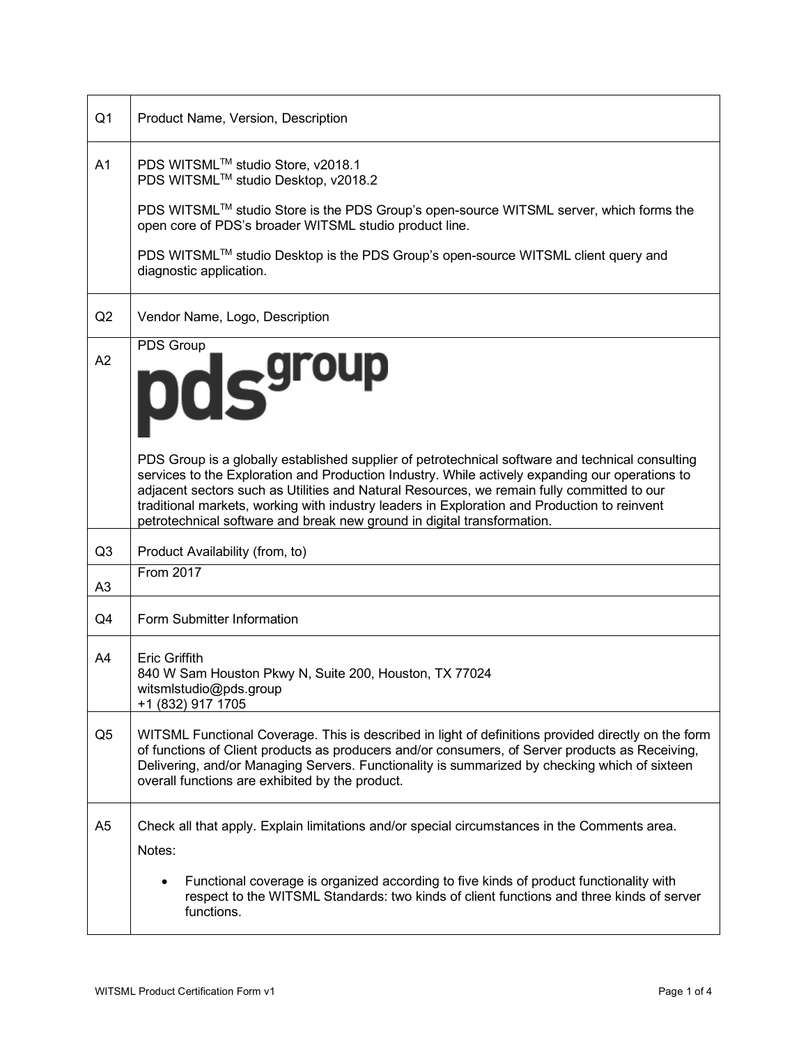| | |
|---|---|
| Q1 | Product Name, Version, Description |
| A1 | PDS WITSML$^{TM}$ studio Store, v2018.1<br>PDS WITSML$^{TM}$ studio Desktop, v2018.2<br><br>PDS WITSML$^{TM}$ studio Store is the PDS Group's open-source WITSML server, which forms the open core of PDS's broader WITSML studio product line.<br><br>PDS WITSML$^{TM}$ studio Desktop is the PDS Group's open-source WITSML client query and diagnostic application. |
| Q2 | Vendor Name, Logo, Description |
| A2 | PDS Group<br><br>pdsgroup<br><br>PDS Group is a globally established supplier of petrotechnical software and technical consulting services to the Exploration and Production Industry. While actively expanding our operations to adjacent sectors such as Utilities and Natural Resources, we remain fully committed to our traditional markets, working with industry leaders in Exploration and Production to reinvent petrotechnical software and break new ground in digital transformation. |
| Q3 | Product Availability (from, to) |
| A3 | From 2017 |
| Q4 | Form Submitter Information |
| A4 | Eric Griffith<br>840 W Sam Houston Pkwy N, Suite 200, Houston, TX 77024<br>witsmlstudio@pds.group<br>+1 (832) 917 1705 |
| Q5 | WITSML Functional Coverage. This is described in light of definitions provided directly on the form of functions of Client products as producers and/or consumers, of Server products as Receiving, Delivering, and/or Managing Servers. Functionality is summarized by checking which of sixteen overall functions are exhibited by the product. |
| A5 | Check all that apply. Explain limitations and/or special circumstances in the Comments area.<br><br>Notes:<br><br>• Functional coverage is organized according to five kinds of product functionality with respect to the WITSML Standards: two kinds of client functions and three kinds of server functions. |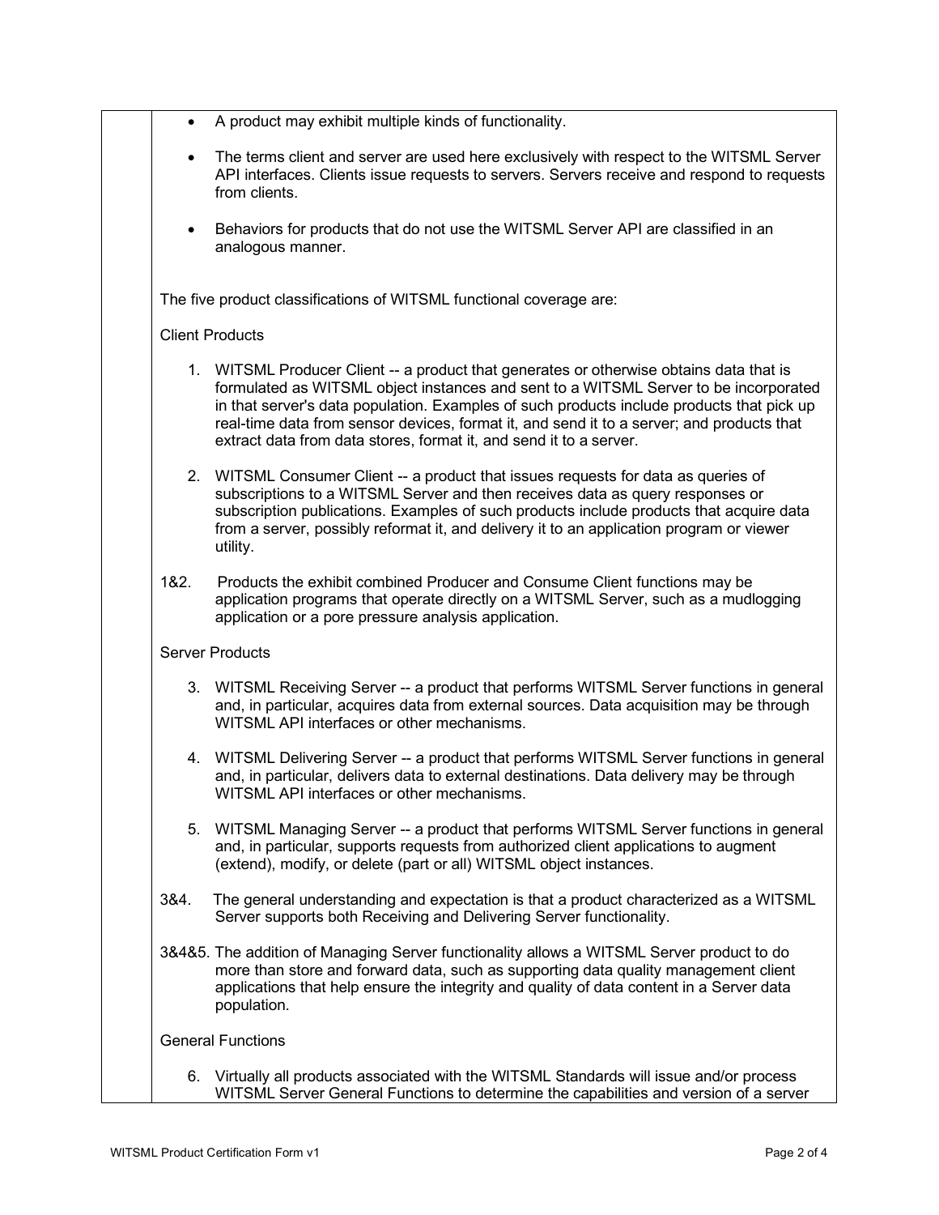- A product may exhibit multiple kinds of functionality.
- The terms client and server are used here exclusively with respect to the WITSML Server API interfaces. Clients issue requests to servers. Servers receive and respond to requests from clients.
- Behaviors for products that do not use the WITSML Server API are classified in an analogous manner.

The five product classifications of WITSML functional coverage are:

Client Products

1. WITSML Producer Client -- a product that generates or otherwise obtains data that is formulated as WITSML object instances and sent to a WITSML Server to be incorporated in that server's data population. Examples of such products include products that pick up real-time data from sensor devices, format it, and send it to a server; and products that extract data from data stores, format it, and send it to a server.

2. WITSML Consumer Client -- a product that issues requests for data as queries of subscriptions to a WITSML Server and then receives data as query responses or subscription publications. Examples of such products include products that acquire data from a server, possibly reformat it, and delivery it to an application program or viewer utility.

1&2. Products the exhibit combined Producer and Consume Client functions may be application programs that operate directly on a WITSML Server, such as a mudlogging application or a pore pressure analysis application.

Server Products

3. WITSML Receiving Server -- a product that performs WITSML Server functions in general and, in particular, acquires data from external sources. Data acquisition may be through WITSML API interfaces or other mechanisms.

4. WITSML Delivering Server -- a product that performs WITSML Server functions in general and, in particular, delivers data to external destinations. Data delivery may be through WITSML API interfaces or other mechanisms.

5. WITSML Managing Server -- a product that performs WITSML Server functions in general and, in particular, supports requests from authorized client applications to augment (extend), modify, or delete (part or all) WITSML object instances.

3&4. The general understanding and expectation is that a product characterized as a WITSML Server supports both Receiving and Delivering Server functionality.

3&4&5. The addition of Managing Server functionality allows a WITSML Server product to do more than store and forward data, such as supporting data quality management client applications that help ensure the integrity and quality of data content in a Server data population.

General Functions

6. Virtually all products associated with the WITSML Standards will issue and/or process WITSML Server General Functions to determine the capabilities and version of a server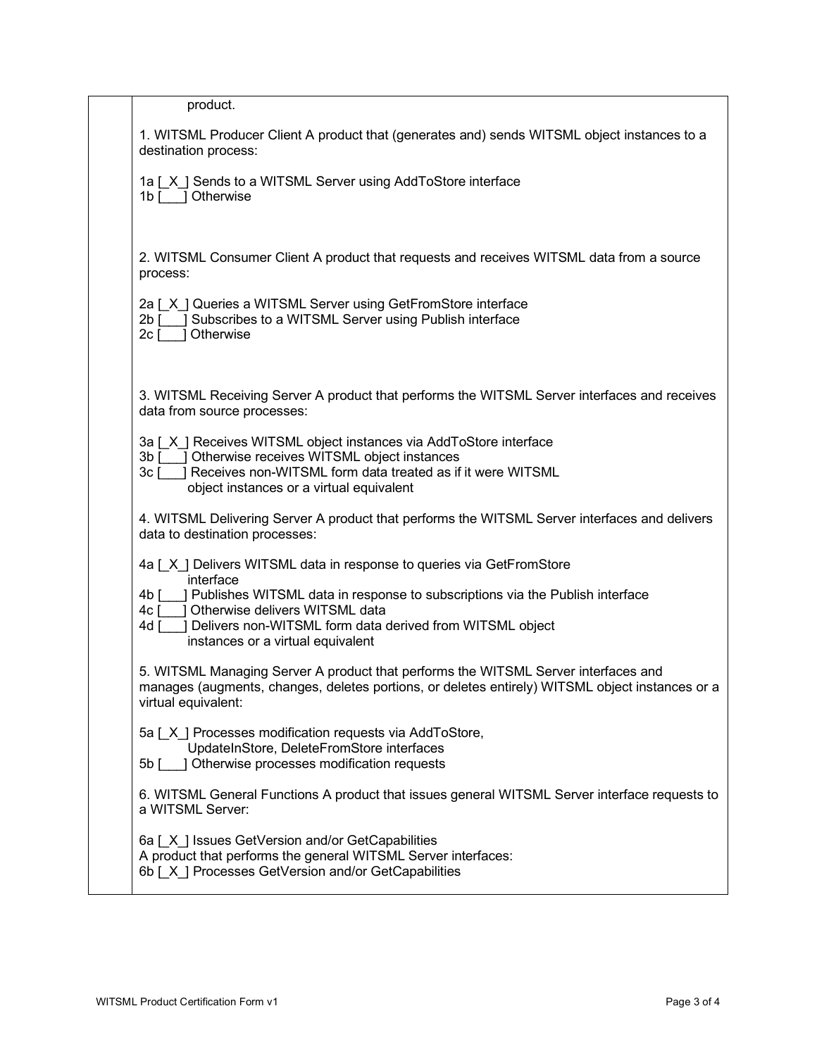product.

1. WITSML Producer Client A product that (generates and) sends WITSML object instances to a destination process:

1a [_X_] Sends to a WITSML Server using AddToStore interface
1b [___] Otherwise

2. WITSML Consumer Client A product that requests and receives WITSML data from a source process:

2a [_X_] Queries a WITSML Server using GetFromStore interface
2b [___] Subscribes to a WITSML Server using Publish interface
2c [___] Otherwise

3. WITSML Receiving Server A product that performs the WITSML Server interfaces and receives data from source processes:

3a [_X_] Receives WITSML object instances via AddToStore interface
3b [___] Otherwise receives WITSML object instances
3c [___] Receives non-WITSML form data treated as if it were WITSML object instances or a virtual equivalent

4. WITSML Delivering Server A product that performs the WITSML Server interfaces and delivers data to destination processes:

4a [_X_] Delivers WITSML data in response to queries via GetFromStore interface
4b [___] Publishes WITSML data in response to subscriptions via the Publish interface
4c [___] Otherwise delivers WITSML data
4d [___] Delivers non-WITSML form data derived from WITSML object instances or a virtual equivalent

5. WITSML Managing Server A product that performs the WITSML Server interfaces and manages (augments, changes, deletes portions, or deletes entirely) WITSML object instances or a virtual equivalent:

5a [_X_] Processes modification requests via AddToStore, UpdateInStore, DeleteFromStore interfaces
5b [___] Otherwise processes modification requests

6. WITSML General Functions A product that issues general WITSML Server interface requests to a WITSML Server:

6a [_X_] Issues GetVersion and/or GetCapabilities
A product that performs the general WITSML Server interfaces:
6b [_X_] Processes GetVersion and/or GetCapabilities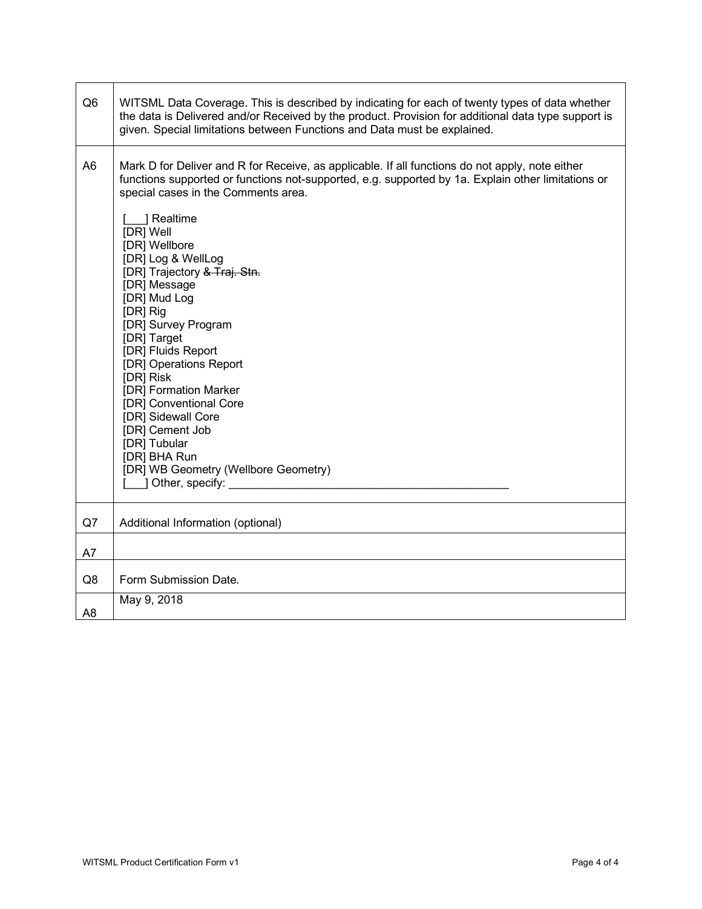| | |
|---|---|
| Q6 | WITSML Data Coverage. This is described by indicating for each of twenty types of data whether the data is Delivered and/or Received by the product. Provision for additional data type support is given. Special limitations between Functions and Data must be explained. |
| A6 | Mark D for Deliver and R for Receive, as applicable. If all functions do not apply, note either functions supported or functions not-supported, e.g. supported by 1a. Explain other limitations or special cases in the Comments area.<br><br>[___] Realtime<br>[DR] Well<br>[DR] Wellbore<br>[DR] Log & WellLog<br>[DR] Trajectory ~~& Traj. Stn.~~<br>[DR] Message<br>[DR] Mud Log<br>[DR] Rig<br>[DR] Survey Program<br>[DR] Target<br>[DR] Fluids Report<br>[DR] Operations Report<br>[DR] Risk<br>[DR] Formation Marker<br>[DR] Conventional Core<br>[DR] Sidewall Core<br>[DR] Cement Job<br>[DR] Tubular<br>[DR] BHA Run<br>[DR] WB Geometry (Wellbore Geometry)<br>[___] Other, specify: ____________________________________________ |
| Q7 | Additional Information (optional) |
| A7 | |
| Q8 | Form Submission Date. |
| A8 | May 9, 2018 |